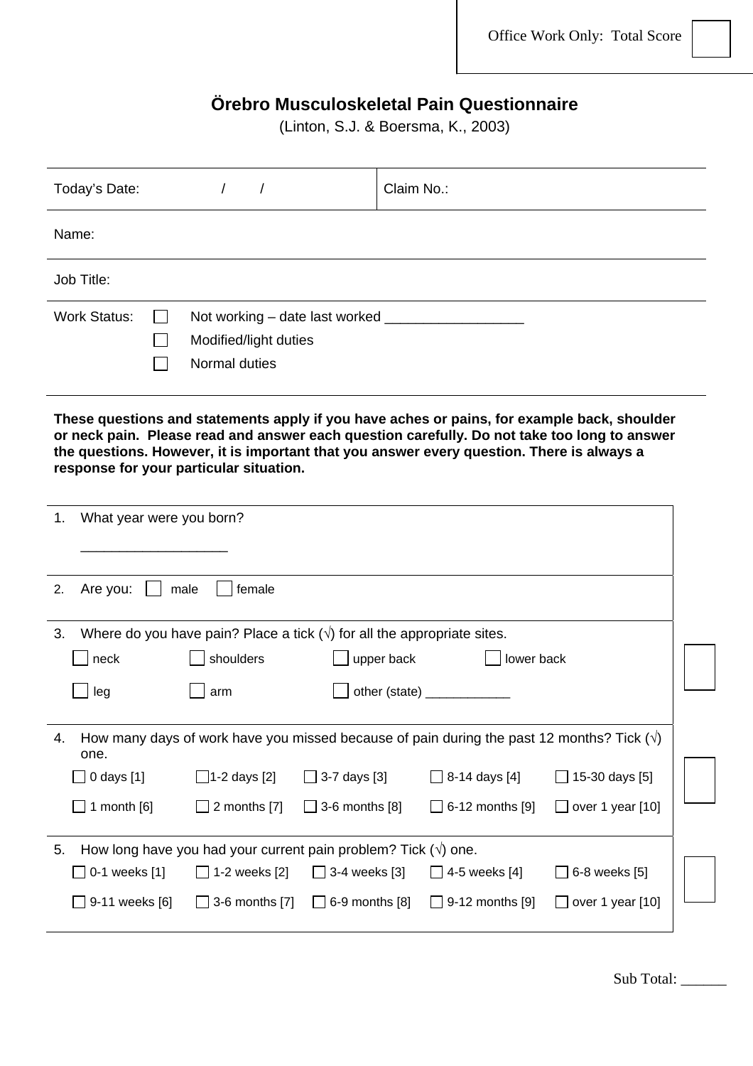Office Work Only: Total Score ☐

# Örebro Musculoskeletal Pain Questionnaire

(Linton, S.J. & Boersma, K., 2003)

| Today's Date: / / | Claim No.: |
|---|---|
| Name: | |
| Job Title: | |

Work Status:
- ☐ Not working – date last worked __________________
- ☐ Modified/light duties
- ☐ Normal duties

**These questions and statements apply if you have aches or pains, for example back, shoulder or neck pain. Please read and answer each question carefully. Do not take too long to answer the questions. However, it is important that you answer every question. There is always a response for your particular situation.**

1. What year were you born?

   ___________________

2. Are you: ☐ male ☐ female

3. Where do you have pain? Place a tick (√) for all the appropriate sites.

   ☐ neck ☐ shoulders ☐ upper back ☐ lower back

   ☐ leg ☐ arm ☐ other (state) ____________

4. How many days of work have you missed because of pain during the past 12 months? Tick (√) one.

   ☐ 0 days [1] ☐ 1-2 days [2] ☐ 3-7 days [3] ☐ 8-14 days [4] ☐ 15-30 days [5]

   ☐ 1 month [6] ☐ 2 months [7] ☐ 3-6 months [8] ☐ 6-12 months [9] ☐ over 1 year [10]

5. How long have you had your current pain problem? Tick (√) one.

   ☐ 0-1 weeks [1] ☐ 1-2 weeks [2] ☐ 3-4 weeks [3] ☐ 4-5 weeks [4] ☐ 6-8 weeks [5]

   ☐ 9-11 weeks [6] ☐ 3-6 months [7] ☐ 6-9 months [8] ☐ 9-12 months [9] ☐ over 1 year [10]

Sub Total: ______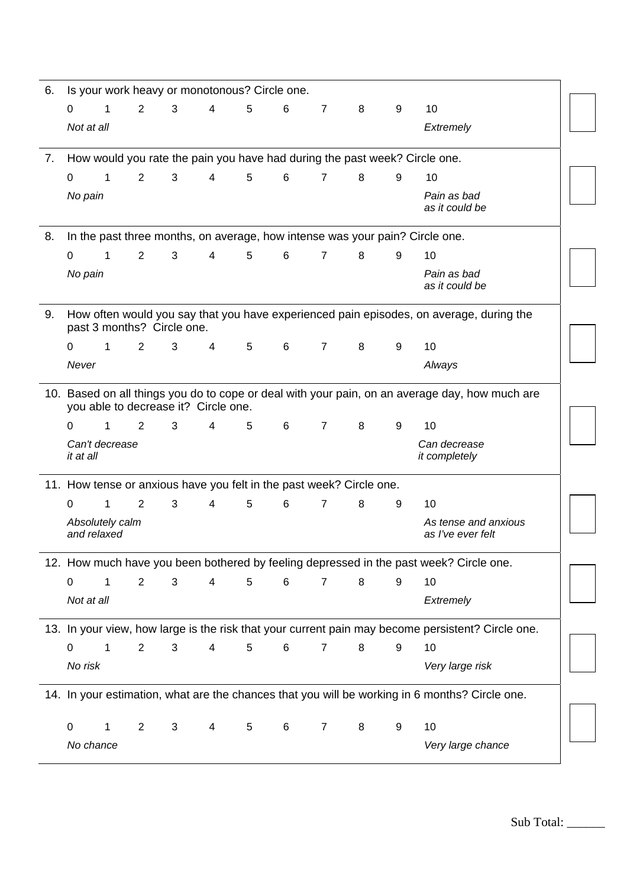6. Is your work heavy or monotonous? Circle one.

| 0 | 1 | 2 | 3 | 4 | 5 | 6 | 7 | 8 | 9 | 10 |
|---|---|---|---|---|---|---|---|---|---|---|
| *Not at all* | | | | | | | | | | *Extremely* |

7. How would you rate the pain you have had during the past week? Circle one.

| 0 | 1 | 2 | 3 | 4 | 5 | 6 | 7 | 8 | 9 | 10 |
|---|---|---|---|---|---|---|---|---|---|---|
| *No pain* | | | | | | | | | | *Pain as bad as it could be* |

8. In the past three months, on average, how intense was your pain? Circle one.

| 0 | 1 | 2 | 3 | 4 | 5 | 6 | 7 | 8 | 9 | 10 |
|---|---|---|---|---|---|---|---|---|---|---|
| *No pain* | | | | | | | | | | *Pain as bad as it could be* |

9. How often would you say that you have experienced pain episodes, on average, during the past 3 months? Circle one.

| 0 | 1 | 2 | 3 | 4 | 5 | 6 | 7 | 8 | 9 | 10 |
|---|---|---|---|---|---|---|---|---|---|---|
| *Never* | | | | | | | | | | *Always* |

10. Based on all things you do to cope or deal with your pain, on an average day, how much are you able to decrease it? Circle one.

| 0 | 1 | 2 | 3 | 4 | 5 | 6 | 7 | 8 | 9 | 10 |
|---|---|---|---|---|---|---|---|---|---|---|
| *Can't decrease it at all* | | | | | | | | | | *Can decrease it completely* |

11. How tense or anxious have you felt in the past week? Circle one.

| 0 | 1 | 2 | 3 | 4 | 5 | 6 | 7 | 8 | 9 | 10 |
|---|---|---|---|---|---|---|---|---|---|---|
| *Absolutely calm and relaxed* | | | | | | | | | | *As tense and anxious as I've ever felt* |

12. How much have you been bothered by feeling depressed in the past week? Circle one.

| 0 | 1 | 2 | 3 | 4 | 5 | 6 | 7 | 8 | 9 | 10 |
|---|---|---|---|---|---|---|---|---|---|---|
| *Not at all* | | | | | | | | | | *Extremely* |

13. In your view, how large is the risk that your current pain may become persistent? Circle one.

| 0 | 1 | 2 | 3 | 4 | 5 | 6 | 7 | 8 | 9 | 10 |
|---|---|---|---|---|---|---|---|---|---|---|
| *No risk* | | | | | | | | | | *Very large risk* |

14. In your estimation, what are the chances that you will be working in 6 months? Circle one.

| 0 | 1 | 2 | 3 | 4 | 5 | 6 | 7 | 8 | 9 | 10 |
|---|---|---|---|---|---|---|---|---|---|---|
| *No chance* | | | | | | | | | | *Very large chance* |

Sub Total: ______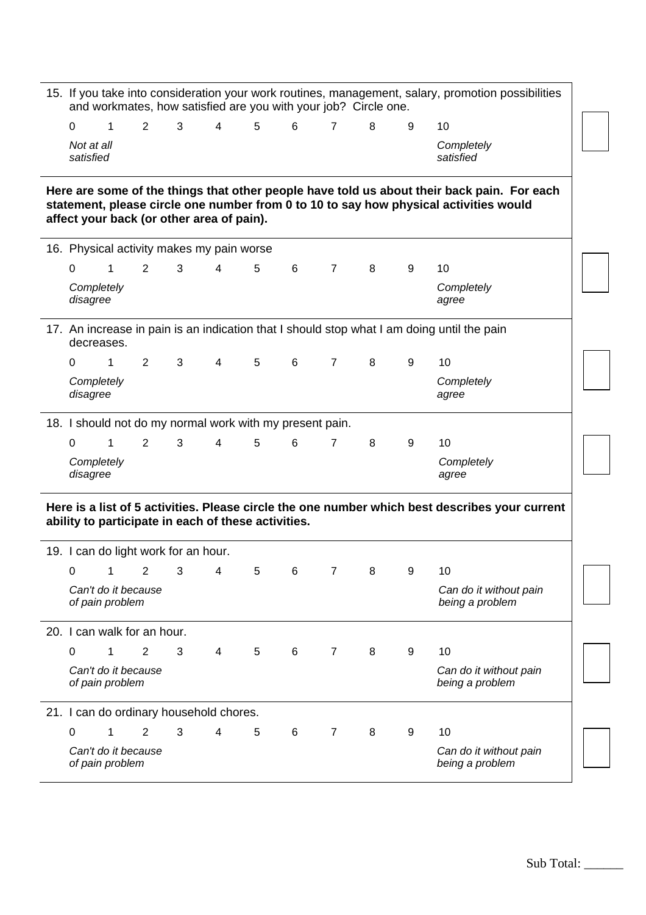15. If you take into consideration your work routines, management, salary, promotion possibilities and workmates, how satisfied are you with your job? Circle one.

| 0 | 1 | 2 | 3 | 4 | 5 | 6 | 7 | 8 | 9 | 10 |
|---|---|---|---|---|---|---|---|---|---|---|
| *Not at all satisfied* | | | | | | | | | | *Completely satisfied* |

**Here are some of the things that other people have told us about their back pain. For each statement, please circle one number from 0 to 10 to say how physical activities would affect your back (or other area of pain).**

16. Physical activity makes my pain worse

| 0 | 1 | 2 | 3 | 4 | 5 | 6 | 7 | 8 | 9 | 10 |
|---|---|---|---|---|---|---|---|---|---|---|
| *Completely disagree* | | | | | | | | | | *Completely agree* |

17. An increase in pain is an indication that I should stop what I am doing until the pain decreases.

| 0 | 1 | 2 | 3 | 4 | 5 | 6 | 7 | 8 | 9 | 10 |
|---|---|---|---|---|---|---|---|---|---|---|
| *Completely disagree* | | | | | | | | | | *Completely agree* |

18. I should not do my normal work with my present pain.

| 0 | 1 | 2 | 3 | 4 | 5 | 6 | 7 | 8 | 9 | 10 |
|---|---|---|---|---|---|---|---|---|---|---|
| *Completely disagree* | | | | | | | | | | *Completely agree* |

**Here is a list of 5 activities. Please circle the one number which best describes your current ability to participate in each of these activities.**

19. I can do light work for an hour.

| 0 | 1 | 2 | 3 | 4 | 5 | 6 | 7 | 8 | 9 | 10 |
|---|---|---|---|---|---|---|---|---|---|---|
| *Can't do it because of pain problem* | | | | | | | | | | *Can do it without pain being a problem* |

20. I can walk for an hour.

| 0 | 1 | 2 | 3 | 4 | 5 | 6 | 7 | 8 | 9 | 10 |
|---|---|---|---|---|---|---|---|---|---|---|
| *Can't do it because of pain problem* | | | | | | | | | | *Can do it without pain being a problem* |

21. I can do ordinary household chores.

| 0 | 1 | 2 | 3 | 4 | 5 | 6 | 7 | 8 | 9 | 10 |
|---|---|---|---|---|---|---|---|---|---|---|
| *Can't do it because of pain problem* | | | | | | | | | | *Can do it without pain being a problem* |

Sub Total: ______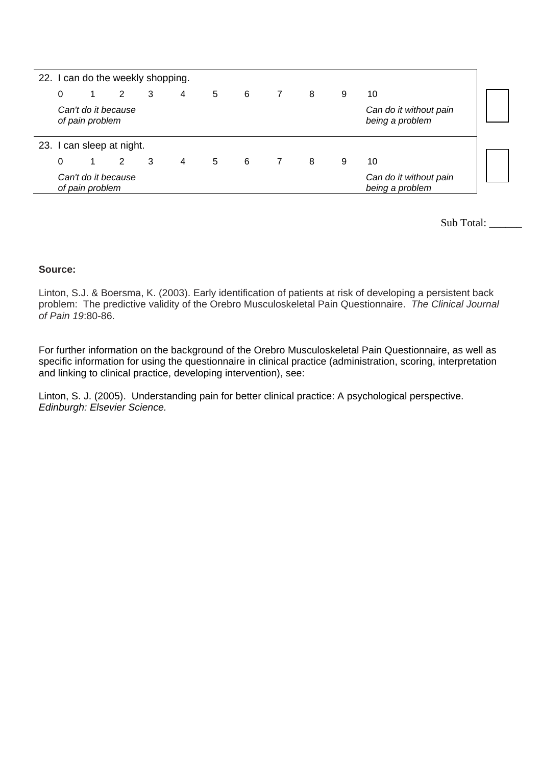22. I can do the weekly shopping.

| | | | | | | | | | | |
|---|---|---|---|---|---|---|---|---|---|---|
| 0 | 1 | 2 | 3 | 4 | 5 | 6 | 7 | 8 | 9 | 10 |
| *Can't do it because of pain problem* | | | | | | | | | | *Can do it without pain being a problem* |

23. I can sleep at night.

| | | | | | | | | | | |
|---|---|---|---|---|---|---|---|---|---|---|
| 0 | 1 | 2 | 3 | 4 | 5 | 6 | 7 | 8 | 9 | 10 |
| *Can't do it because of pain problem* | | | | | | | | | | *Can do it without pain being a problem* |

Sub Total: ______

**Source:**

Linton, S.J. & Boersma, K. (2003). Early identification of patients at risk of developing a persistent back problem: The predictive validity of the Orebro Musculoskeletal Pain Questionnaire. *The Clinical Journal of Pain 19*:80-86.

For further information on the background of the Orebro Musculoskeletal Pain Questionnaire, as well as specific information for using the questionnaire in clinical practice (administration, scoring, interpretation and linking to clinical practice, developing intervention), see:

Linton, S. J. (2005). Understanding pain for better clinical practice: A psychological perspective. *Edinburgh: Elsevier Science.*